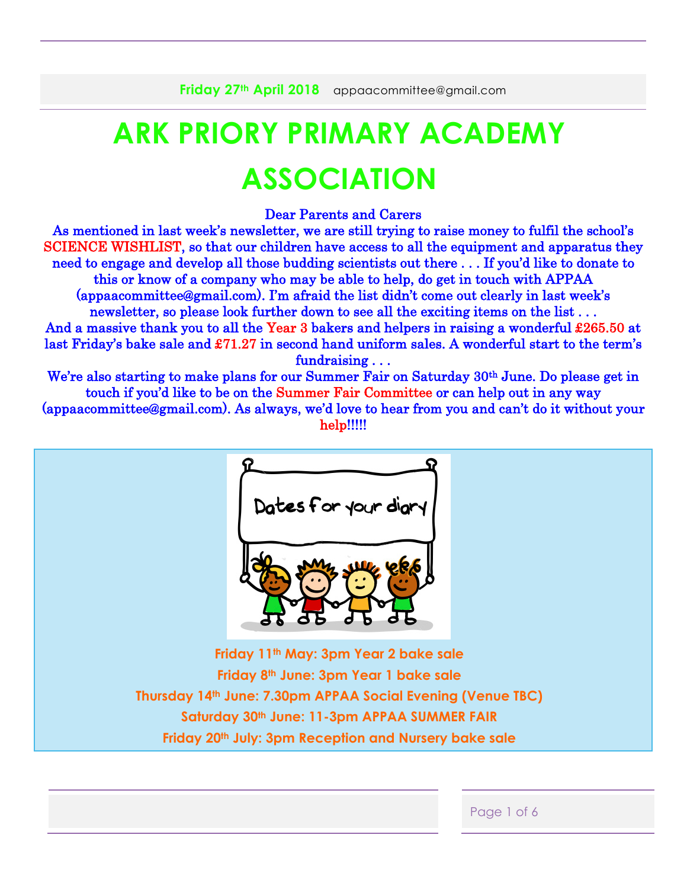**Friday 27th April 2018** appaacommittee@gmail.com

# ARK PRIORY PRIMARY ACADEMY ASSOCIATION

Dear Parents and Carers

As mentioned in last week's newsletter, we are still trying to raise money to fulfil the school's SCIENCE WISHLIST, so that our children have access to all the equipment and apparatus they need to engage and develop all those budding scientists out there . . . If you'd like to donate to this or know of a company who may be able to help, do get in touch with APPAA (appaacommittee@gmail.com). I'm afraid the list didn't come out clearly in last week's newsletter, so please look further down to see all the exciting items on the list . . .

And a massive thank you to all the Year 3 bakers and helpers in raising a wonderful £265.50 at last Friday's bake sale and £71.27 in second hand uniform sales. A wonderful start to the term's fundraising . . .

We're also starting to make plans for our Summer Fair on Saturday 30th June. Do please get in touch if you'd like to be on the Summer Fair Committee or can help out in any way (appaacommittee@gmail.com). As always, we'd love to hear from you and can't do it without your help!!!!!

Dates for your diary

**Friday 11th May: 3pm Year 2 bake sale**

**Friday 8th June: 3pm Year 1 bake sale**

**Thursday 14th June: 7.30pm APPAA Social Evening (Venue TBC)**

**Saturday 30th June: 11-3pm APPAA SUMMER FAIR**

**Friday 20th July: 3pm Reception and Nursery bake sale**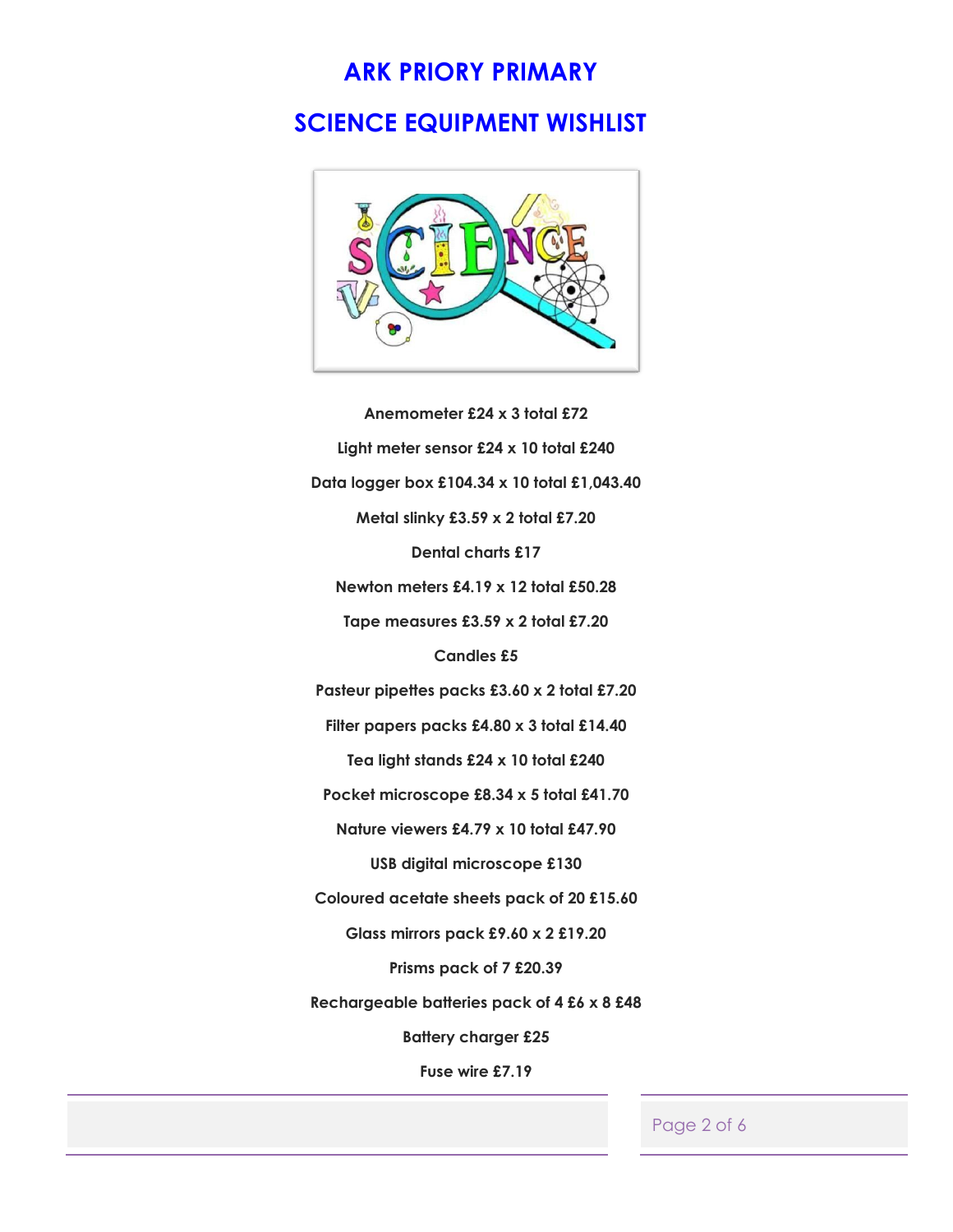# ARK PRIORY PRIMARY

## SCIENCE EQUIPMENT WISHLIST

**Anemometer £24 x 3 total £72**

**Light meter sensor £24 x 10 total £240**

**Data logger box £104.34 x 10 total £1,043.40**

**Metal slinky £3.59 x 2 total £7.20**

**Dental charts £17**

**Newton meters £4.19 x 12 total £50.28**

**Tape measures £3.59 x 2 total £7.20**

**Candles £5**

**Pasteur pipettes packs £3.60 x 2 total £7.20**

**Filter papers packs £4.80 x 3 total £14.40**

**Tea light stands £24 x 10 total £240**

**Pocket microscope £8.34 x 5 total £41.70**

**Nature viewers £4.79 x 10 total £47.90**

**USB digital microscope £130**

**Coloured acetate sheets pack of 20 £15.60**

**Glass mirrors pack £9.60 x 2 £19.20**

**Prisms pack of 7 £20.39**

**Rechargeable batteries pack of 4 £6 x 8 £48**

**Battery charger £25**

**Fuse wire £7.19**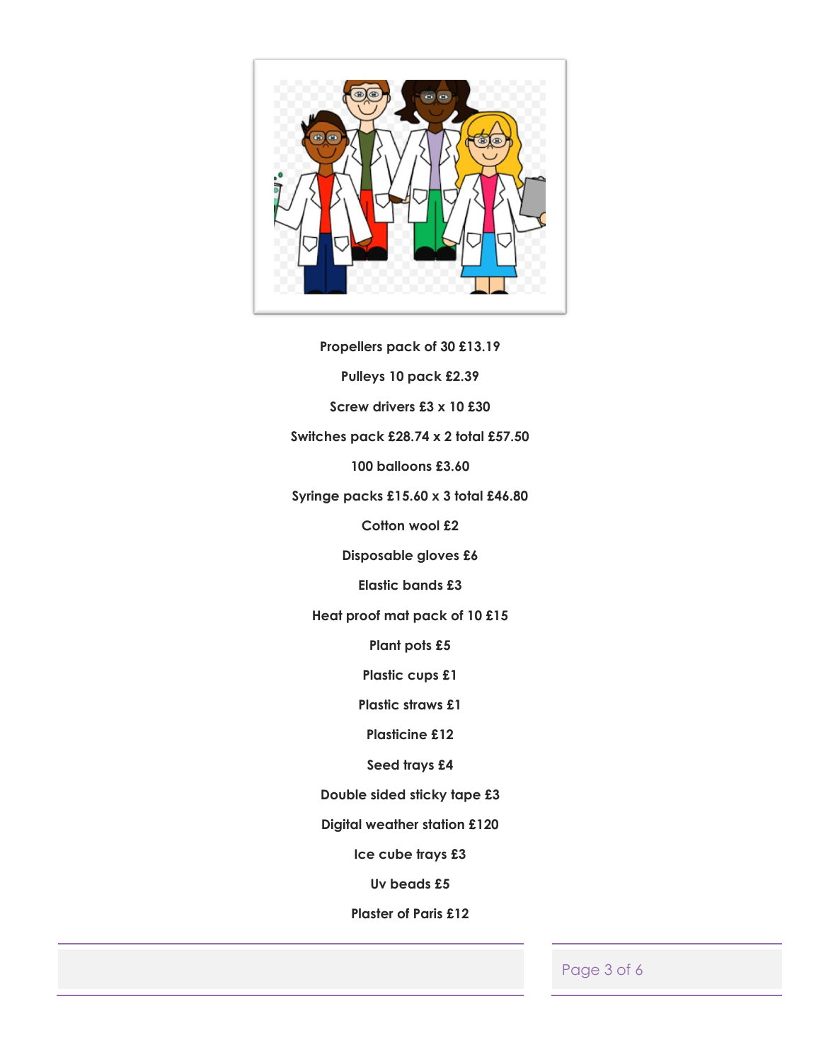**Propellers pack of 30 £13.19**

**Pulleys 10 pack £2.39**

**Screw drivers £3 x 10 £30**

**Switches pack £28.74 x 2 total £57.50**

**100 balloons £3.60**

**Syringe packs £15.60 x 3 total £46.80**

**Cotton wool £2**

**Disposable gloves £6**

**Elastic bands £3**

**Heat proof mat pack of 10 £15**

**Plant pots £5**

**Plastic cups £1**

**Plastic straws £1**

**Plasticine £12**

**Seed trays £4**

**Double sided sticky tape £3**

**Digital weather station £120**

**Ice cube trays £3**

**Uv beads £5**

**Plaster of Paris £12**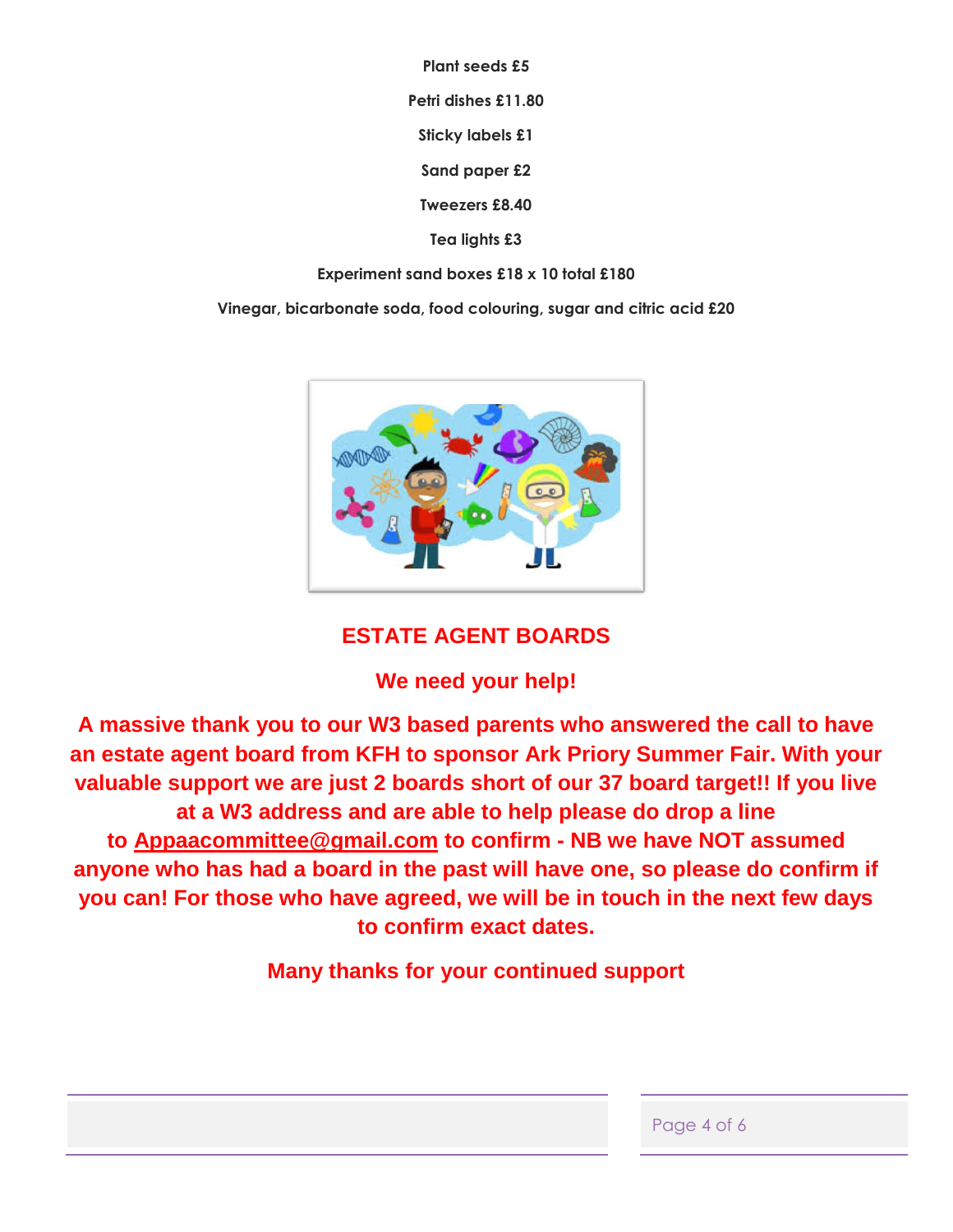**Plant seeds £5**

**Petri dishes £11.80**

**Sticky labels £1**

**Sand paper £2**

**Tweezers £8.40**

**Tea lights £3**

**Experiment sand boxes £18 x 10 total £180**

**Vinegar, bicarbonate soda, food colouring, sugar and citric acid £20**

## ESTATE AGENT BOARDS

**We need your help!**

**A massive thank you to our W3 based parents who answered the call to have an estate agent board from KFH to sponsor Ark Priory Summer Fair. With your valuable support we are just 2 boards short of our 37 board target!! If you live at a W3 address and are able to help please do drop a line to Appaacommittee@gmail.com to confirm - NB we have NOT assumed anyone who has had a board in the past will have one, so please do confirm if you can! For those who have agreed, we will be in touch in the next few days to confirm exact dates.**

**Many thanks for your continued support**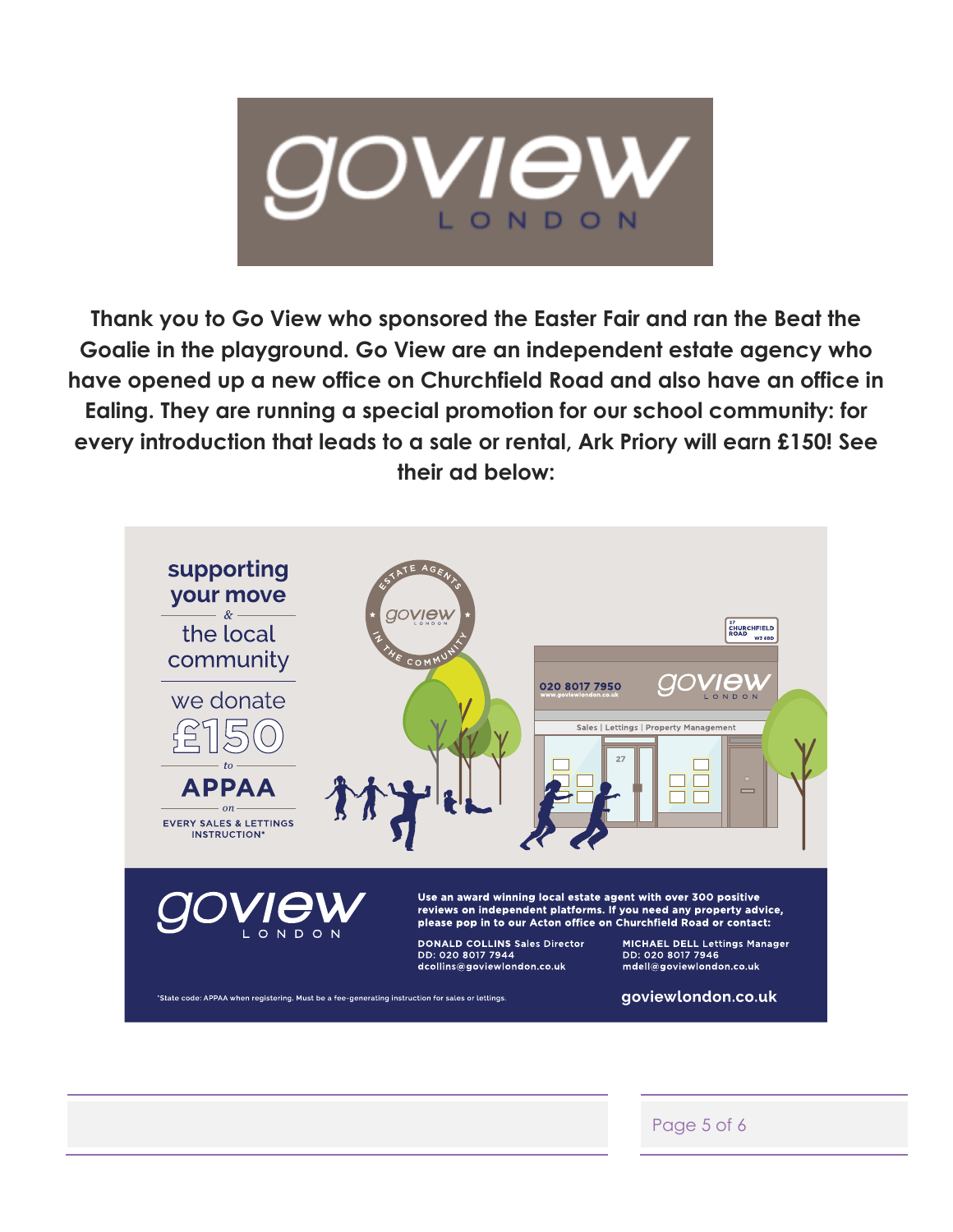**Thank you to Go View who sponsored the Easter Fair and ran the Beat the Goalie in the playground. Go View are an independent estate agency who have opened up a new office on Churchfield Road and also have an office in Ealing. They are running a special promotion for our school community: for every introduction that leads to a sale or rental, Ark Priory will earn £150! See their ad below:**

supporting your move & the local community

we donate £150 to APPAA on EVERY SALES & LETTINGS INSTRUCTION*

goview LONDON — ESTATE AGENTS IN THE COMMUNITY

020 8017 7950 www.goviewlondon.co.uk

Sales | Lettings | Property Management

27 CHURCHFIELD ROAD W3 6BD

**Use an award winning local estate agent with over 300 positive reviews on independent platforms. If you need any property advice, please pop in to our Acton office on Churchfield Road or contact:**

**DONALD COLLINS** Sales Director
DD: 020 8017 7944
dcollins@goviewlondon.co.uk

**MICHAEL DELL** Lettings Manager
DD: 020 8017 7946
mdell@goviewlondon.co.uk

*State code: APPAA when registering. Must be a fee-generating instruction for sales or lettings.

goviewlondon.co.uk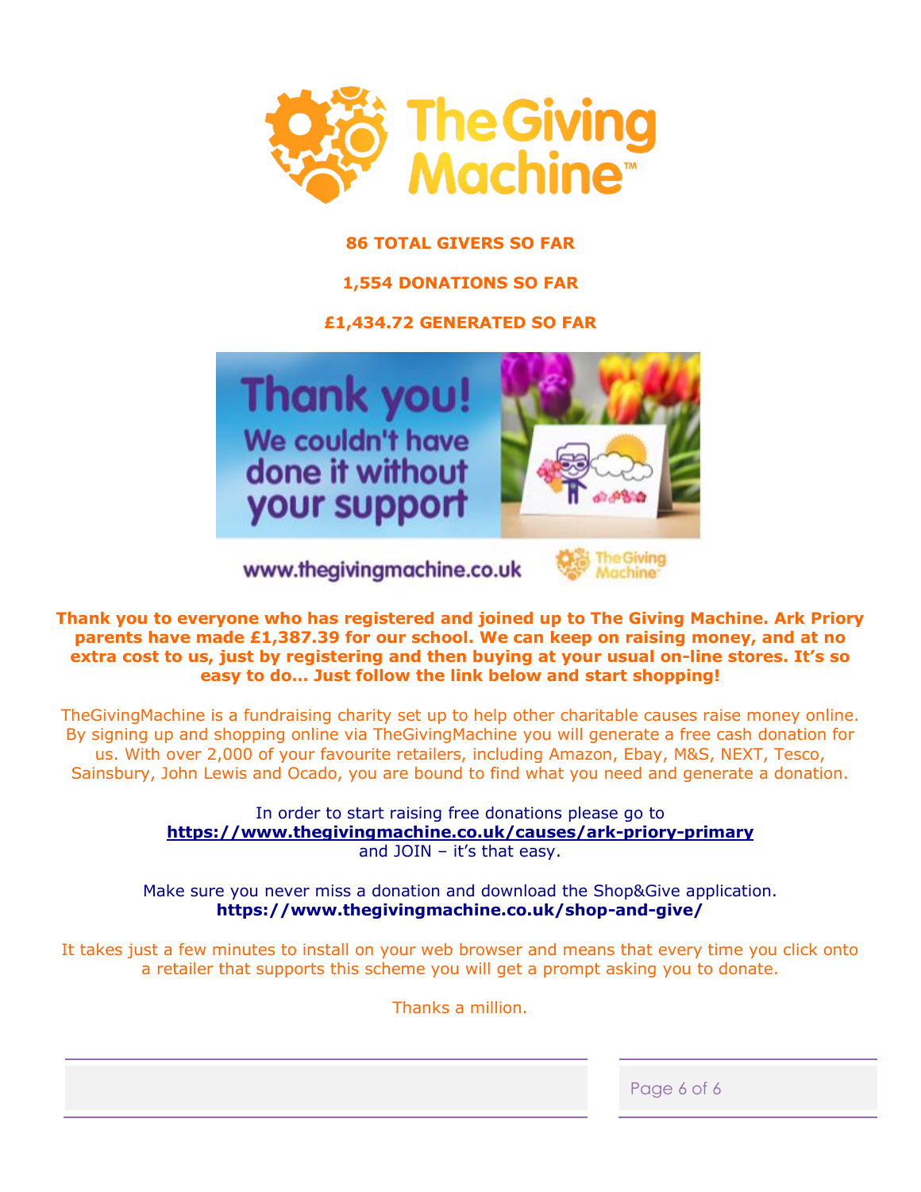**86 TOTAL GIVERS SO FAR**

**1,554 DONATIONS SO FAR**

**£1,434.72 GENERATED SO FAR**

**Thank you to everyone who has registered and joined up to The Giving Machine. Ark Priory parents have made £1,387.39 for our school. We can keep on raising money, and at no extra cost to us, just by registering and then buying at your usual on-line stores. It's so easy to do... Just follow the link below and start shopping!**

TheGivingMachine is a fundraising charity set up to help other charitable causes raise money online. By signing up and shopping online via TheGivingMachine you will generate a free cash donation for us. With over 2,000 of your favourite retailers, including Amazon, Ebay, M&S, NEXT, Tesco, Sainsbury, John Lewis and Ocado, you are bound to find what you need and generate a donation.

In order to start raising free donations please go to **https://www.thegivingmachine.co.uk/causes/ark-priory-primary** and JOIN – it's that easy.

Make sure you never miss a donation and download the Shop&Give application. **https://www.thegivingmachine.co.uk/shop-and-give/**

It takes just a few minutes to install on your web browser and means that every time you click onto a retailer that supports this scheme you will get a prompt asking you to donate.

Thanks a million.